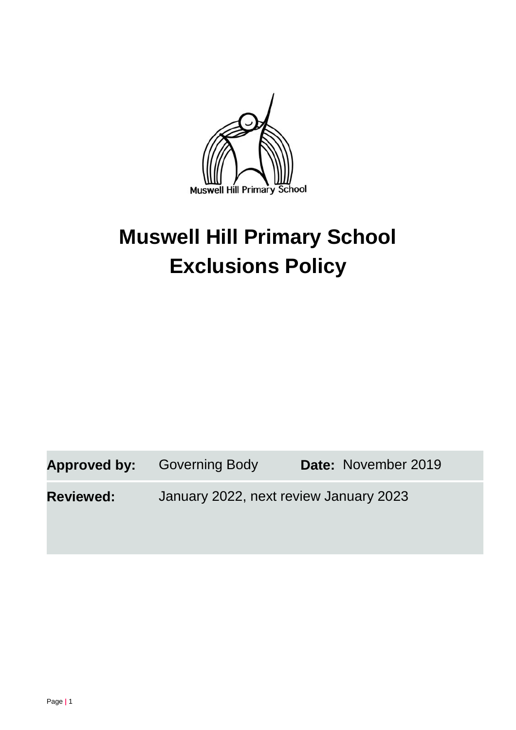Muswell Hill Primary School

# Muswell Hill Primary School Exclusions Policy

| **Approved by:** | Governing Body | **Date:** | November 2019 |
|---|---|---|---|
| **Reviewed:** | January 2022, next review January 2023 | | |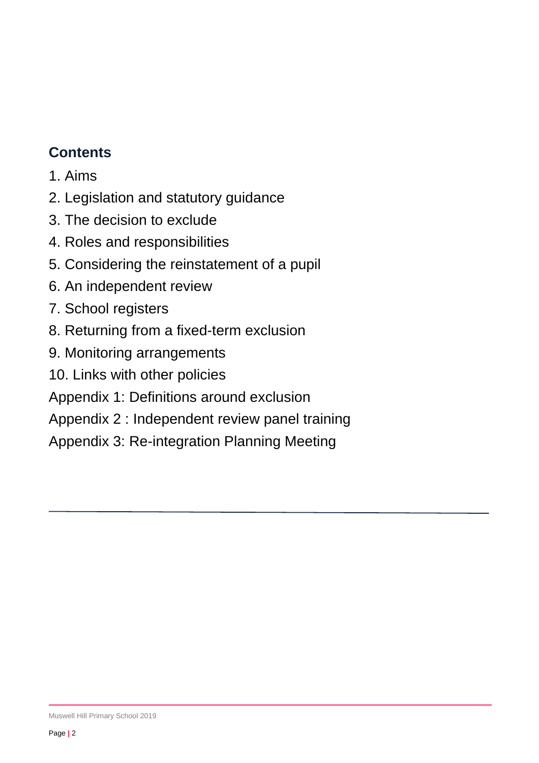## Contents

1. Aims
2. Legislation and statutory guidance
3. The decision to exclude
4. Roles and responsibilities
5. Considering the reinstatement of a pupil
6. An independent review
7. School registers
8. Returning from a fixed-term exclusion
9. Monitoring arrangements
10. Links with other policies

Appendix 1: Definitions around exclusion

Appendix 2 : Independent review panel training

Appendix 3: Re-integration Planning Meeting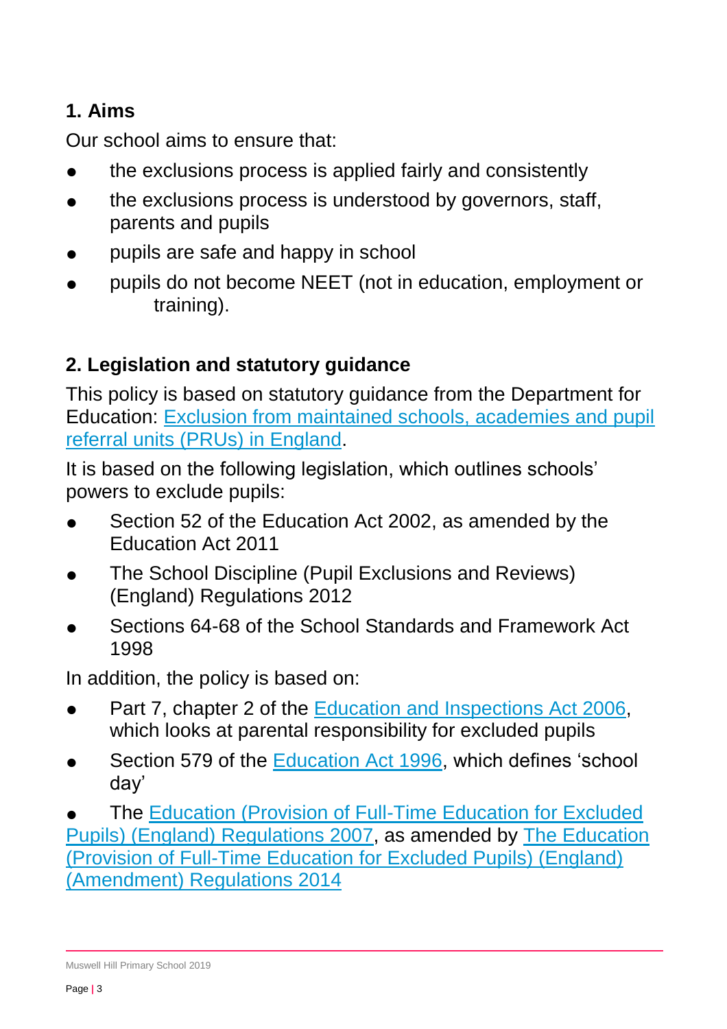## 1. Aims

Our school aims to ensure that:

- the exclusions process is applied fairly and consistently
- the exclusions process is understood by governors, staff, parents and pupils
- pupils are safe and happy in school
- pupils do not become NEET (not in education, employment or training).

## 2. Legislation and statutory guidance

This policy is based on statutory guidance from the Department for Education: [Exclusion from maintained schools, academies and pupil referral units (PRUs) in England](#).

It is based on the following legislation, which outlines schools' powers to exclude pupils:

- Section 52 of the Education Act 2002, as amended by the Education Act 2011
- The School Discipline (Pupil Exclusions and Reviews) (England) Regulations 2012
- Sections 64-68 of the School Standards and Framework Act 1998

In addition, the policy is based on:

- Part 7, chapter 2 of the [Education and Inspections Act 2006](#), which looks at parental responsibility for excluded pupils
- Section 579 of the [Education Act 1996](#), which defines 'school day'
- The [Education (Provision of Full-Time Education for Excluded Pupils) (England) Regulations 2007](#), as amended by [The Education (Provision of Full-Time Education for Excluded Pupils) (England) (Amendment) Regulations 2014](#)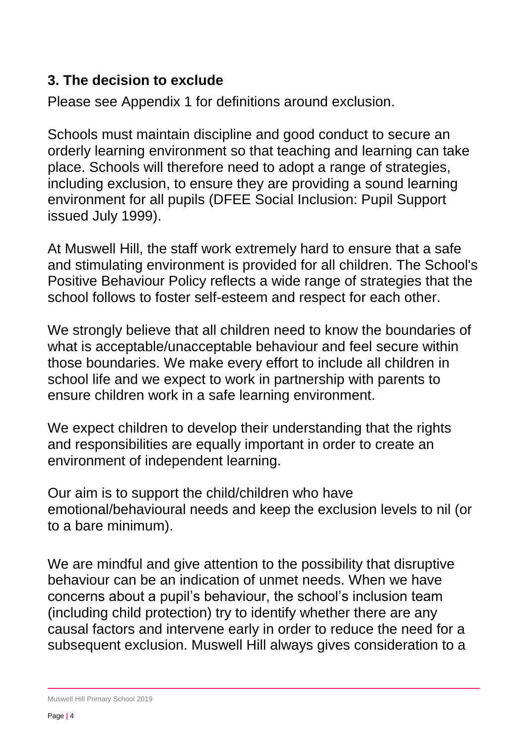## 3. The decision to exclude

Please see Appendix 1 for definitions around exclusion.

Schools must maintain discipline and good conduct to secure an orderly learning environment so that teaching and learning can take place. Schools will therefore need to adopt a range of strategies, including exclusion, to ensure they are providing a sound learning environment for all pupils (DFEE Social Inclusion: Pupil Support issued July 1999).

At Muswell Hill, the staff work extremely hard to ensure that a safe and stimulating environment is provided for all children. The School's Positive Behaviour Policy reflects a wide range of strategies that the school follows to foster self-esteem and respect for each other.

We strongly believe that all children need to know the boundaries of what is acceptable/unacceptable behaviour and feel secure within those boundaries. We make every effort to include all children in school life and we expect to work in partnership with parents to ensure children work in a safe learning environment.

We expect children to develop their understanding that the rights and responsibilities are equally important in order to create an environment of independent learning.

Our aim is to support the child/children who have emotional/behavioural needs and keep the exclusion levels to nil (or to a bare minimum).

We are mindful and give attention to the possibility that disruptive behaviour can be an indication of unmet needs. When we have concerns about a pupil's behaviour, the school's inclusion team (including child protection) try to identify whether there are any causal factors and intervene early in order to reduce the need for a subsequent exclusion. Muswell Hill always gives consideration to a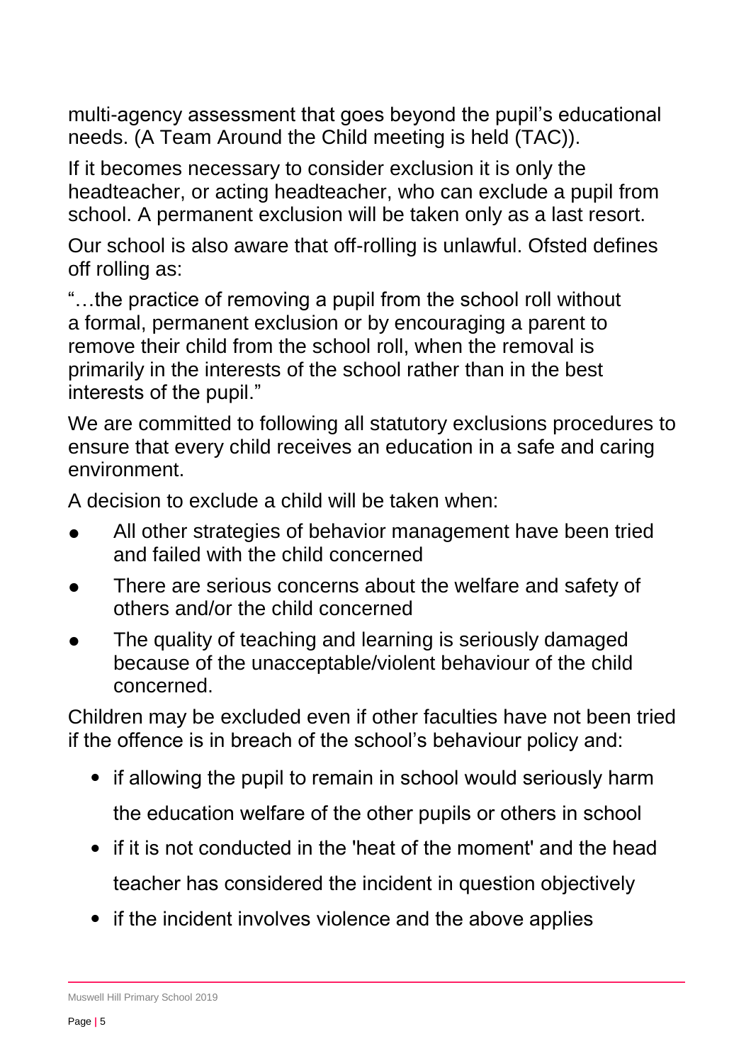multi-agency assessment that goes beyond the pupil's educational needs. (A Team Around the Child meeting is held (TAC)).

If it becomes necessary to consider exclusion it is only the headteacher, or acting headteacher, who can exclude a pupil from school. A permanent exclusion will be taken only as a last resort.

Our school is also aware that off-rolling is unlawful. Ofsted defines off rolling as:

"…the practice of removing a pupil from the school roll without a formal, permanent exclusion or by encouraging a parent to remove their child from the school roll, when the removal is primarily in the interests of the school rather than in the best interests of the pupil."

We are committed to following all statutory exclusions procedures to ensure that every child receives an education in a safe and caring environment.

A decision to exclude a child will be taken when:

- All other strategies of behavior management have been tried and failed with the child concerned
- There are serious concerns about the welfare and safety of others and/or the child concerned
- The quality of teaching and learning is seriously damaged because of the unacceptable/violent behaviour of the child concerned.

Children may be excluded even if other faculties have not been tried if the offence is in breach of the school's behaviour policy and:

- if allowing the pupil to remain in school would seriously harm the education welfare of the other pupils or others in school
- if it is not conducted in the 'heat of the moment' and the head teacher has considered the incident in question objectively
- if the incident involves violence and the above applies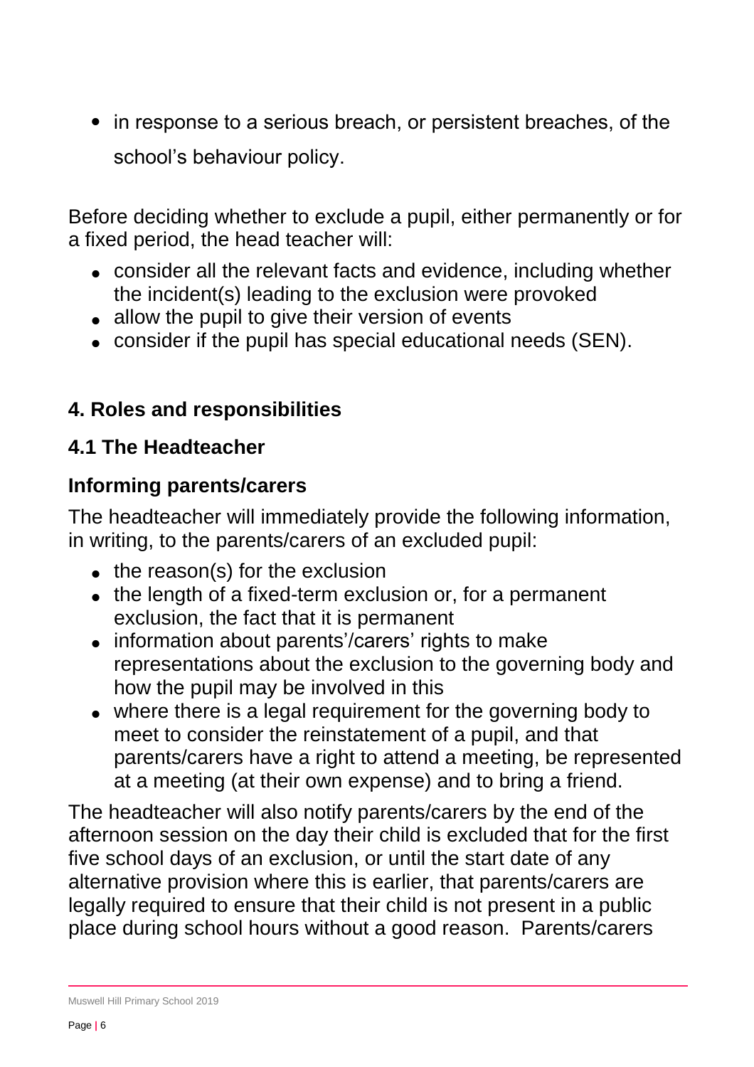- in response to a serious breach, or persistent breaches, of the school's behaviour policy.

Before deciding whether to exclude a pupil, either permanently or for a fixed period, the head teacher will:

- consider all the relevant facts and evidence, including whether the incident(s) leading to the exclusion were provoked
- allow the pupil to give their version of events
- consider if the pupil has special educational needs (SEN).

## 4. Roles and responsibilities

### 4.1 The Headteacher

### Informing parents/carers

The headteacher will immediately provide the following information, in writing, to the parents/carers of an excluded pupil:

- the reason(s) for the exclusion
- the length of a fixed-term exclusion or, for a permanent exclusion, the fact that it is permanent
- information about parents'/carers' rights to make representations about the exclusion to the governing body and how the pupil may be involved in this
- where there is a legal requirement for the governing body to meet to consider the reinstatement of a pupil, and that parents/carers have a right to attend a meeting, be represented at a meeting (at their own expense) and to bring a friend.

The headteacher will also notify parents/carers by the end of the afternoon session on the day their child is excluded that for the first five school days of an exclusion, or until the start date of any alternative provision where this is earlier, that parents/carers are legally required to ensure that their child is not present in a public place during school hours without a good reason. Parents/carers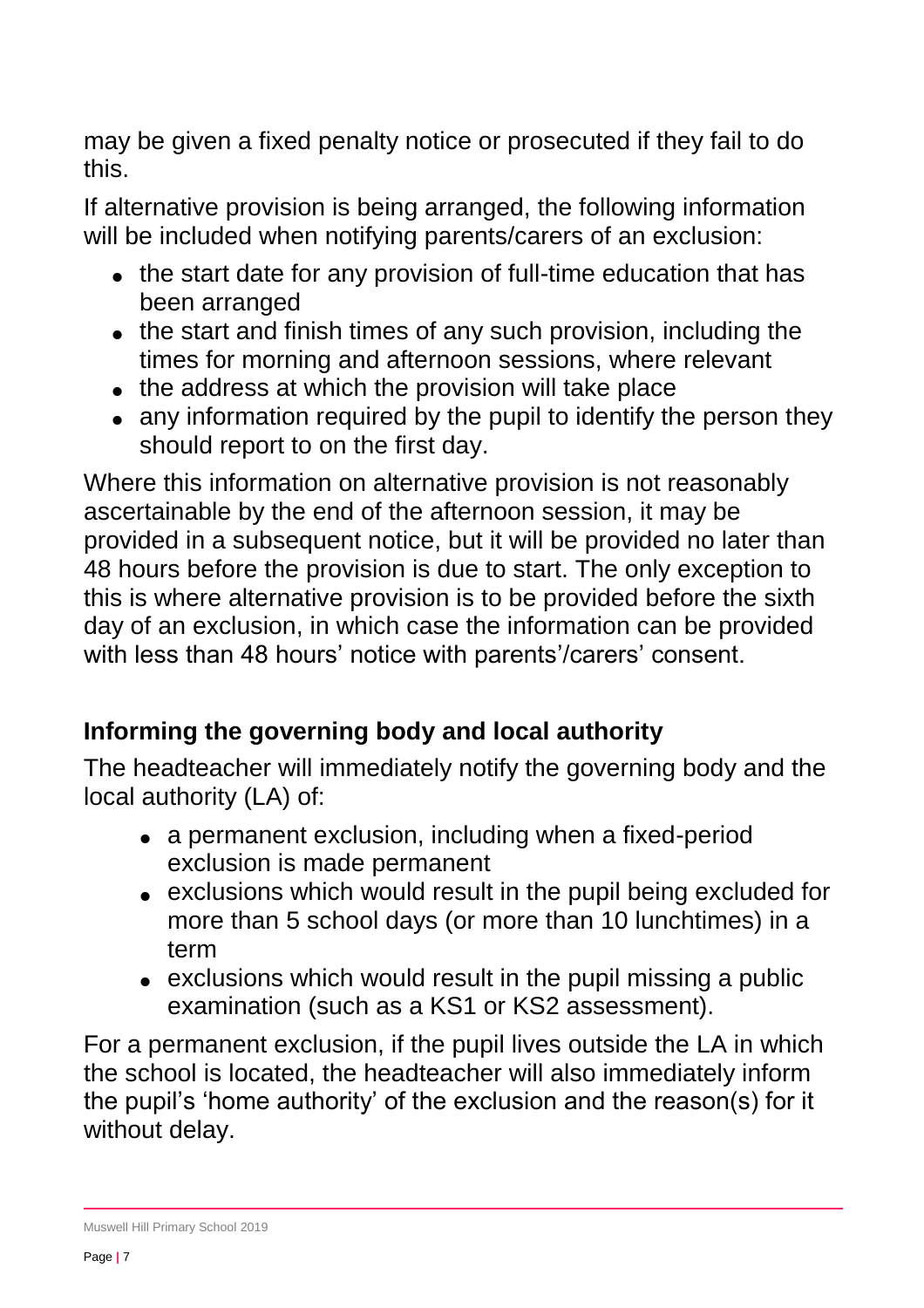may be given a fixed penalty notice or prosecuted if they fail to do this.

If alternative provision is being arranged, the following information will be included when notifying parents/carers of an exclusion:

- the start date for any provision of full-time education that has been arranged
- the start and finish times of any such provision, including the times for morning and afternoon sessions, where relevant
- the address at which the provision will take place
- any information required by the pupil to identify the person they should report to on the first day.

Where this information on alternative provision is not reasonably ascertainable by the end of the afternoon session, it may be provided in a subsequent notice, but it will be provided no later than 48 hours before the provision is due to start. The only exception to this is where alternative provision is to be provided before the sixth day of an exclusion, in which case the information can be provided with less than 48 hours' notice with parents'/carers' consent.

### Informing the governing body and local authority

The headteacher will immediately notify the governing body and the local authority (LA) of:

- a permanent exclusion, including when a fixed-period exclusion is made permanent
- exclusions which would result in the pupil being excluded for more than 5 school days (or more than 10 lunchtimes) in a term
- exclusions which would result in the pupil missing a public examination (such as a KS1 or KS2 assessment).

For a permanent exclusion, if the pupil lives outside the LA in which the school is located, the headteacher will also immediately inform the pupil's 'home authority' of the exclusion and the reason(s) for it without delay.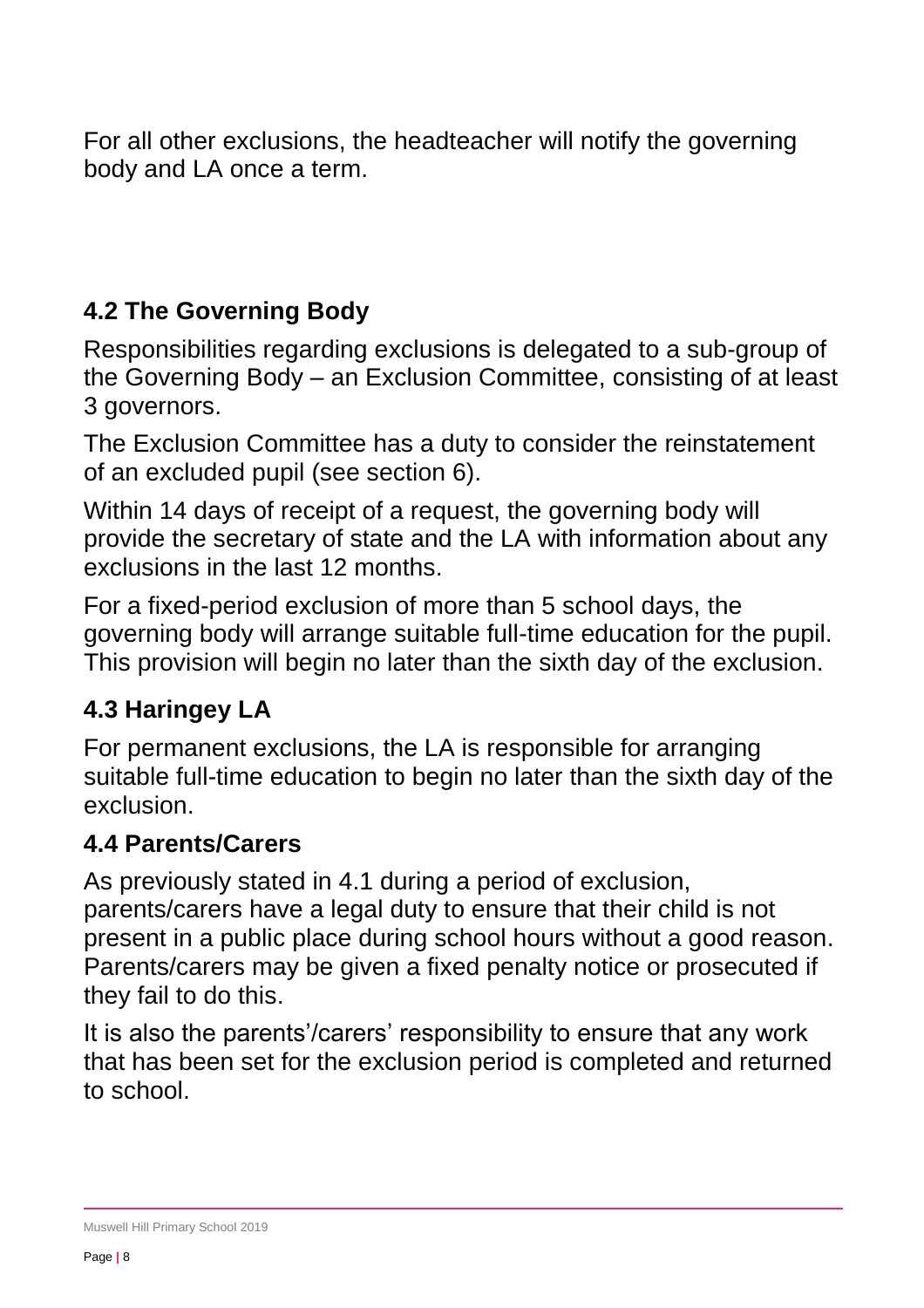For all other exclusions, the headteacher will notify the governing body and LA once a term.

### 4.2 The Governing Body

Responsibilities regarding exclusions is delegated to a sub-group of the Governing Body – an Exclusion Committee, consisting of at least 3 governors.

The Exclusion Committee has a duty to consider the reinstatement of an excluded pupil (see section 6).

Within 14 days of receipt of a request, the governing body will provide the secretary of state and the LA with information about any exclusions in the last 12 months.

For a fixed-period exclusion of more than 5 school days, the governing body will arrange suitable full-time education for the pupil. This provision will begin no later than the sixth day of the exclusion.

### 4.3 Haringey LA

For permanent exclusions, the LA is responsible for arranging suitable full-time education to begin no later than the sixth day of the exclusion.

### 4.4 Parents/Carers

As previously stated in 4.1 during a period of exclusion, parents/carers have a legal duty to ensure that their child is not present in a public place during school hours without a good reason. Parents/carers may be given a fixed penalty notice or prosecuted if they fail to do this.

It is also the parents'/carers' responsibility to ensure that any work that has been set for the exclusion period is completed and returned to school.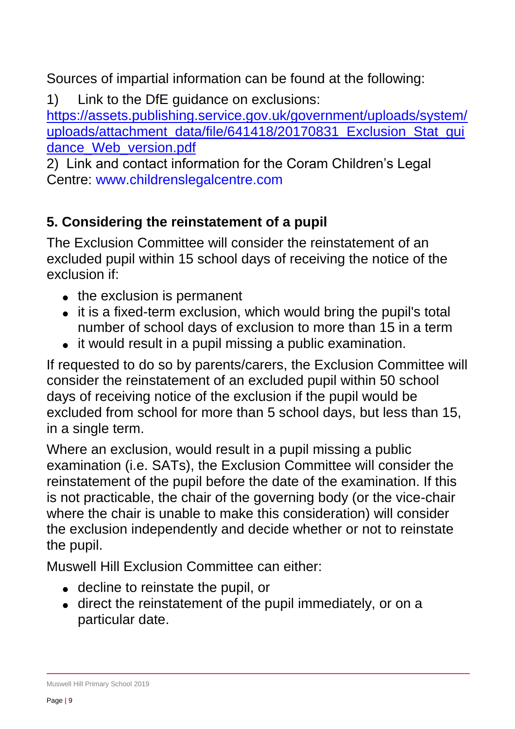Sources of impartial information can be found at the following:

1) Link to the DfE guidance on exclusions: [https://assets.publishing.service.gov.uk/government/uploads/system/uploads/attachment_data/file/641418/20170831_Exclusion_Stat_guidance_Web_version.pdf](https://assets.publishing.service.gov.uk/government/uploads/system/uploads/attachment_data/file/641418/20170831_Exclusion_Stat_guidance_Web_version.pdf)

2) Link and contact information for the Coram Children's Legal Centre: www.childrenslegalcentre.com

## 5. Considering the reinstatement of a pupil

The Exclusion Committee will consider the reinstatement of an excluded pupil within 15 school days of receiving the notice of the exclusion if:

- the exclusion is permanent
- it is a fixed-term exclusion, which would bring the pupil's total number of school days of exclusion to more than 15 in a term
- it would result in a pupil missing a public examination.

If requested to do so by parents/carers, the Exclusion Committee will consider the reinstatement of an excluded pupil within 50 school days of receiving notice of the exclusion if the pupil would be excluded from school for more than 5 school days, but less than 15, in a single term.

Where an exclusion, would result in a pupil missing a public examination (i.e. SATs), the Exclusion Committee will consider the reinstatement of the pupil before the date of the examination. If this is not practicable, the chair of the governing body (or the vice-chair where the chair is unable to make this consideration) will consider the exclusion independently and decide whether or not to reinstate the pupil.

Muswell Hill Exclusion Committee can either:

- decline to reinstate the pupil, or
- direct the reinstatement of the pupil immediately, or on a particular date.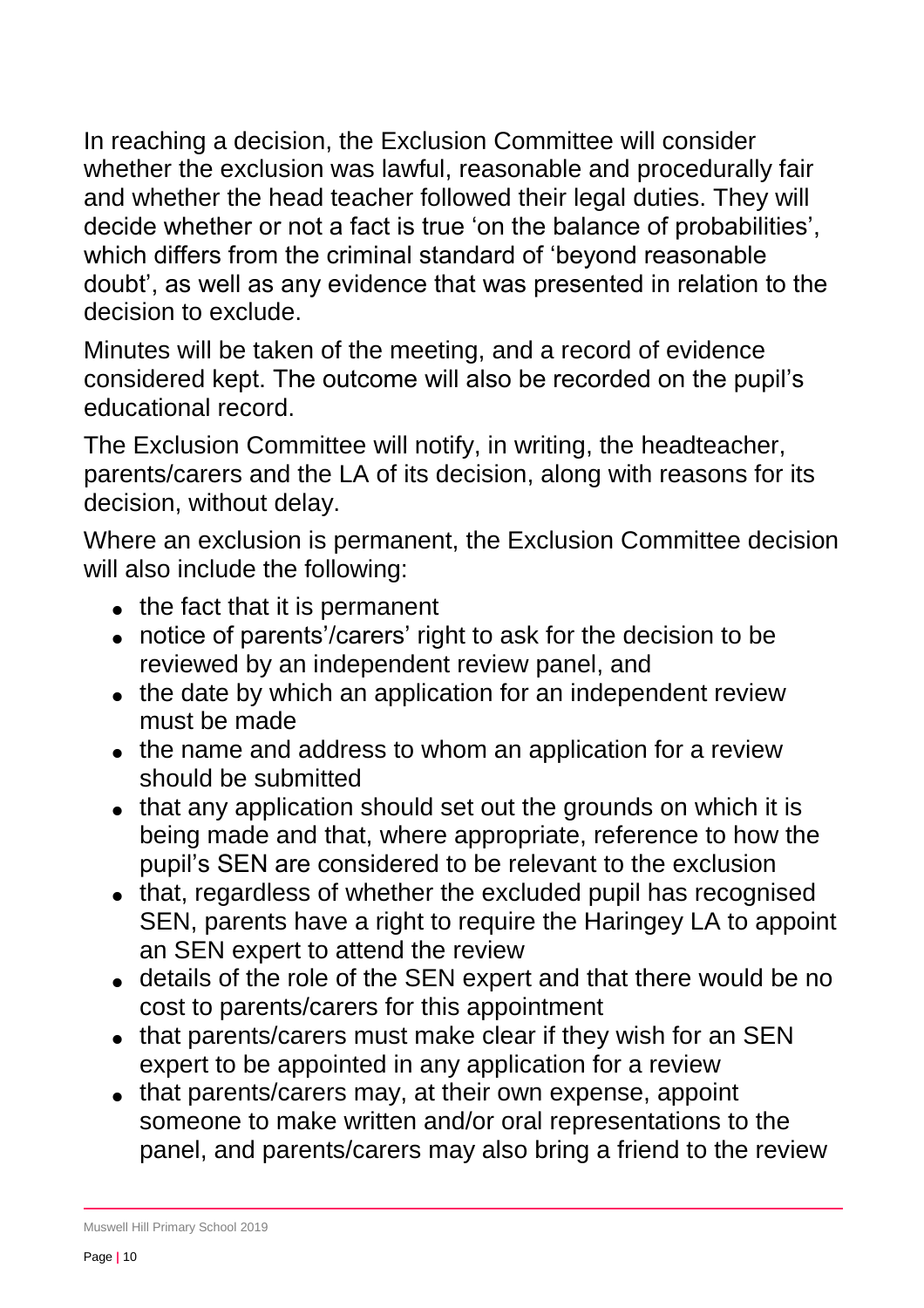In reaching a decision, the Exclusion Committee will consider whether the exclusion was lawful, reasonable and procedurally fair and whether the head teacher followed their legal duties. They will decide whether or not a fact is true 'on the balance of probabilities', which differs from the criminal standard of 'beyond reasonable doubt', as well as any evidence that was presented in relation to the decision to exclude.

Minutes will be taken of the meeting, and a record of evidence considered kept. The outcome will also be recorded on the pupil's educational record.

The Exclusion Committee will notify, in writing, the headteacher, parents/carers and the LA of its decision, along with reasons for its decision, without delay.

Where an exclusion is permanent, the Exclusion Committee decision will also include the following:

- the fact that it is permanent
- notice of parents'/carers' right to ask for the decision to be reviewed by an independent review panel, and
- the date by which an application for an independent review must be made
- the name and address to whom an application for a review should be submitted
- that any application should set out the grounds on which it is being made and that, where appropriate, reference to how the pupil's SEN are considered to be relevant to the exclusion
- that, regardless of whether the excluded pupil has recognised SEN, parents have a right to require the Haringey LA to appoint an SEN expert to attend the review
- details of the role of the SEN expert and that there would be no cost to parents/carers for this appointment
- that parents/carers must make clear if they wish for an SEN expert to be appointed in any application for a review
- that parents/carers may, at their own expense, appoint someone to make written and/or oral representations to the panel, and parents/carers may also bring a friend to the review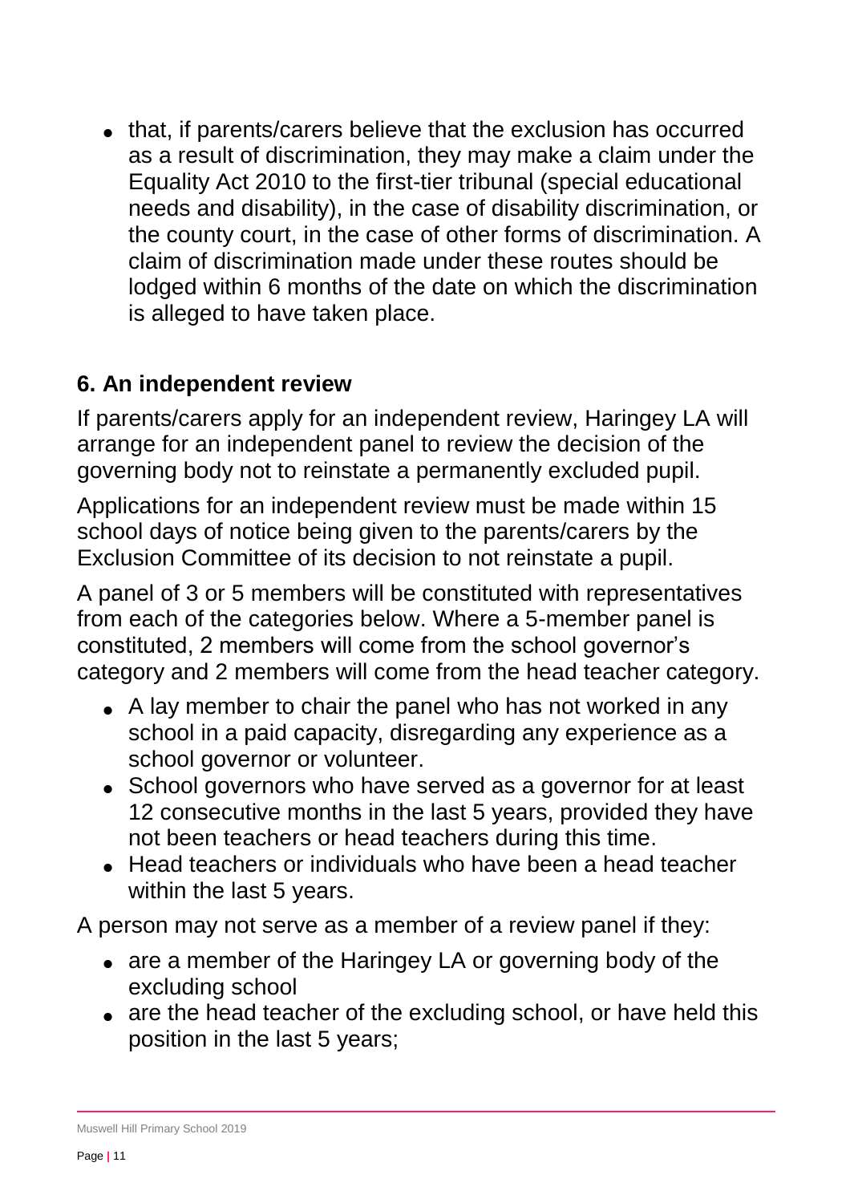- that, if parents/carers believe that the exclusion has occurred as a result of discrimination, they may make a claim under the Equality Act 2010 to the first-tier tribunal (special educational needs and disability), in the case of disability discrimination, or the county court, in the case of other forms of discrimination. A claim of discrimination made under these routes should be lodged within 6 months of the date on which the discrimination is alleged to have taken place.

## 6. An independent review

If parents/carers apply for an independent review, Haringey LA will arrange for an independent panel to review the decision of the governing body not to reinstate a permanently excluded pupil.

Applications for an independent review must be made within 15 school days of notice being given to the parents/carers by the Exclusion Committee of its decision to not reinstate a pupil.

A panel of 3 or 5 members will be constituted with representatives from each of the categories below. Where a 5-member panel is constituted, 2 members will come from the school governor's category and 2 members will come from the head teacher category.

- A lay member to chair the panel who has not worked in any school in a paid capacity, disregarding any experience as a school governor or volunteer.
- School governors who have served as a governor for at least 12 consecutive months in the last 5 years, provided they have not been teachers or head teachers during this time.
- Head teachers or individuals who have been a head teacher within the last 5 years.

A person may not serve as a member of a review panel if they:

- are a member of the Haringey LA or governing body of the excluding school
- are the head teacher of the excluding school, or have held this position in the last 5 years;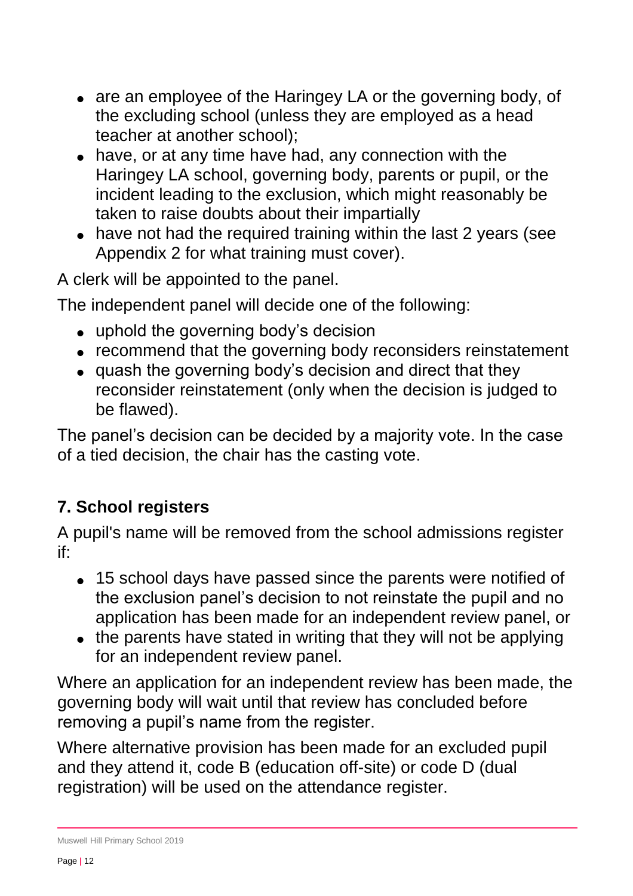- are an employee of the Haringey LA or the governing body, of the excluding school (unless they are employed as a head teacher at another school);
- have, or at any time have had, any connection with the Haringey LA school, governing body, parents or pupil, or the incident leading to the exclusion, which might reasonably be taken to raise doubts about their impartially
- have not had the required training within the last 2 years (see Appendix 2 for what training must cover).

A clerk will be appointed to the panel.

The independent panel will decide one of the following:

- uphold the governing body's decision
- recommend that the governing body reconsiders reinstatement
- quash the governing body's decision and direct that they reconsider reinstatement (only when the decision is judged to be flawed).

The panel's decision can be decided by a majority vote. In the case of a tied decision, the chair has the casting vote.

## 7. School registers

A pupil's name will be removed from the school admissions register if:

- 15 school days have passed since the parents were notified of the exclusion panel's decision to not reinstate the pupil and no application has been made for an independent review panel, or
- the parents have stated in writing that they will not be applying for an independent review panel.

Where an application for an independent review has been made, the governing body will wait until that review has concluded before removing a pupil's name from the register.

Where alternative provision has been made for an excluded pupil and they attend it, code B (education off-site) or code D (dual registration) will be used on the attendance register.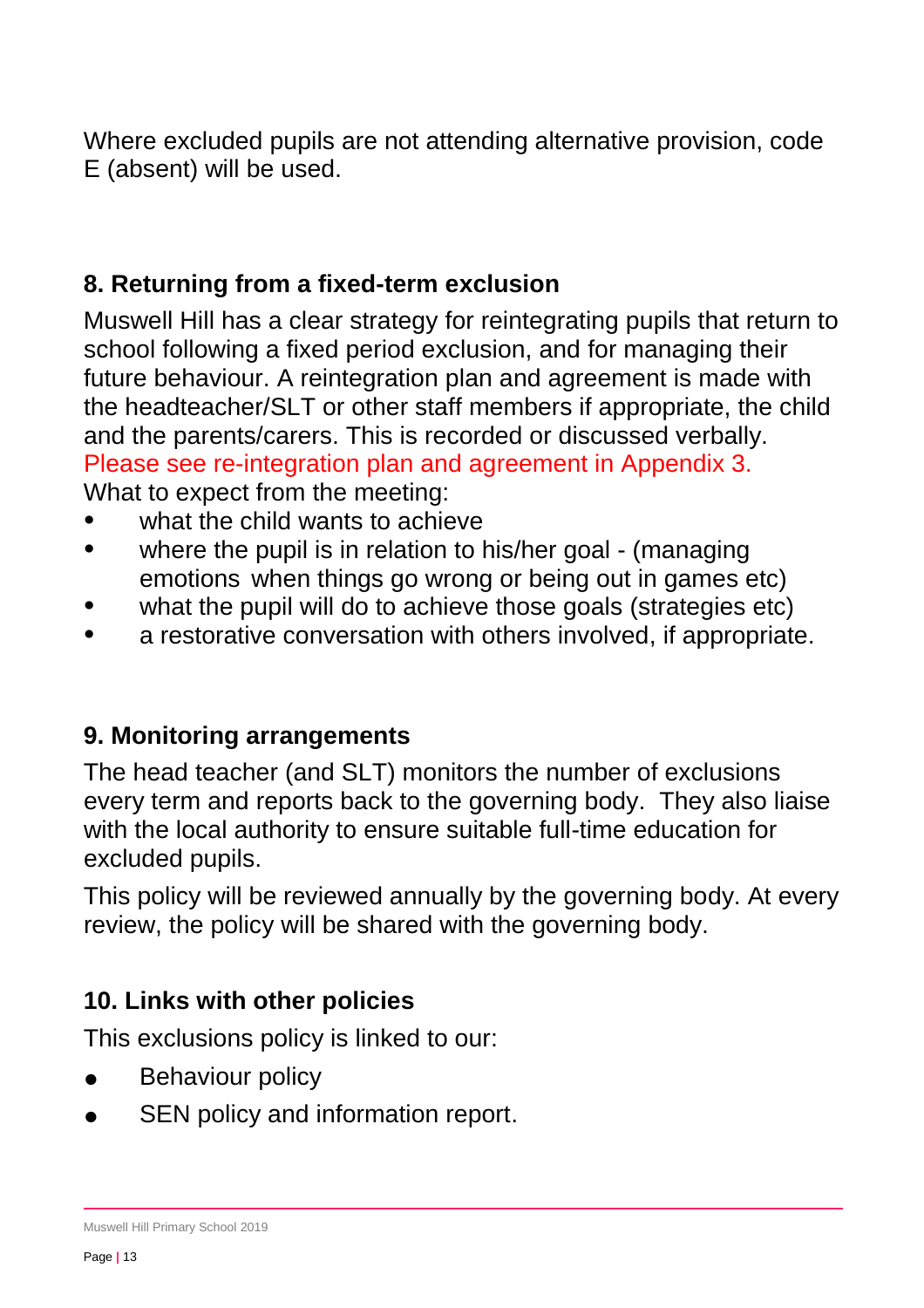Where excluded pupils are not attending alternative provision, code E (absent) will be used.

## 8. Returning from a fixed-term exclusion

Muswell Hill has a clear strategy for reintegrating pupils that return to school following a fixed period exclusion, and for managing their future behaviour. A reintegration plan and agreement is made with the headteacher/SLT or other staff members if appropriate, the child and the parents/carers. This is recorded or discussed verbally. Please see re-integration plan and agreement in Appendix 3.
What to expect from the meeting:

- what the child wants to achieve
- where the pupil is in relation to his/her goal - (managing emotions when things go wrong or being out in games etc)
- what the pupil will do to achieve those goals (strategies etc)
- a restorative conversation with others involved, if appropriate.

## 9. Monitoring arrangements

The head teacher (and SLT) monitors the number of exclusions every term and reports back to the governing body. They also liaise with the local authority to ensure suitable full-time education for excluded pupils.

This policy will be reviewed annually by the governing body. At every review, the policy will be shared with the governing body.

## 10. Links with other policies

This exclusions policy is linked to our:

- Behaviour policy
- SEN policy and information report.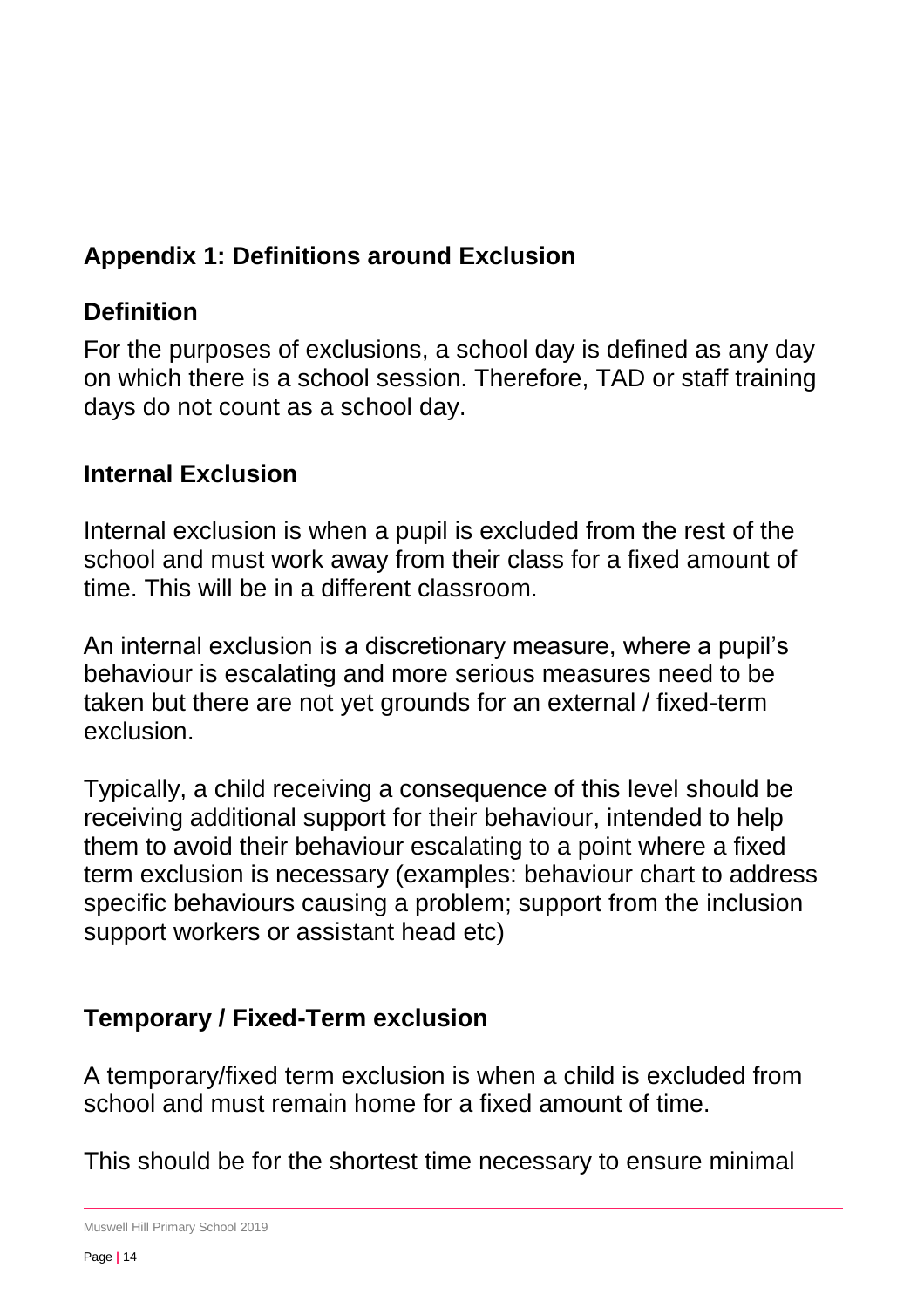## Appendix 1: Definitions around Exclusion

### Definition

For the purposes of exclusions, a school day is defined as any day on which there is a school session. Therefore, TAD or staff training days do not count as a school day.

### Internal Exclusion

Internal exclusion is when a pupil is excluded from the rest of the school and must work away from their class for a fixed amount of time. This will be in a different classroom.

An internal exclusion is a discretionary measure, where a pupil's behaviour is escalating and more serious measures need to be taken but there are not yet grounds for an external / fixed-term exclusion.

Typically, a child receiving a consequence of this level should be receiving additional support for their behaviour, intended to help them to avoid their behaviour escalating to a point where a fixed term exclusion is necessary (examples: behaviour chart to address specific behaviours causing a problem; support from the inclusion support workers or assistant head etc)

### Temporary / Fixed-Term exclusion

A temporary/fixed term exclusion is when a child is excluded from school and must remain home for a fixed amount of time.

This should be for the shortest time necessary to ensure minimal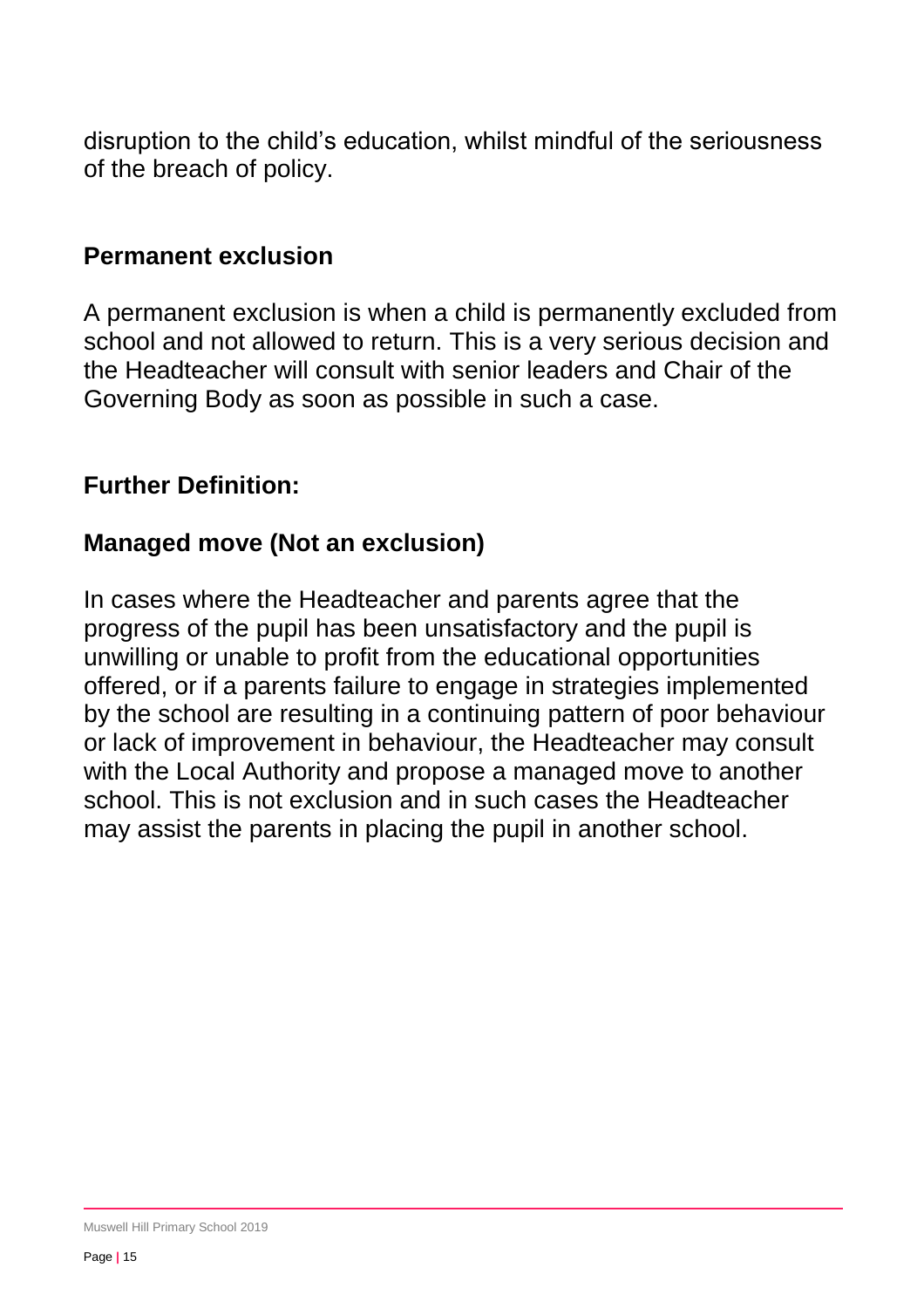disruption to the child's education, whilst mindful of the seriousness of the breach of policy.

## Permanent exclusion

A permanent exclusion is when a child is permanently excluded from school and not allowed to return. This is a very serious decision and the Headteacher will consult with senior leaders and Chair of the Governing Body as soon as possible in such a case.

## Further Definition:

## Managed move (Not an exclusion)

In cases where the Headteacher and parents agree that the progress of the pupil has been unsatisfactory and the pupil is unwilling or unable to profit from the educational opportunities offered, or if a parents failure to engage in strategies implemented by the school are resulting in a continuing pattern of poor behaviour or lack of improvement in behaviour, the Headteacher may consult with the Local Authority and propose a managed move to another school. This is not exclusion and in such cases the Headteacher may assist the parents in placing the pupil in another school.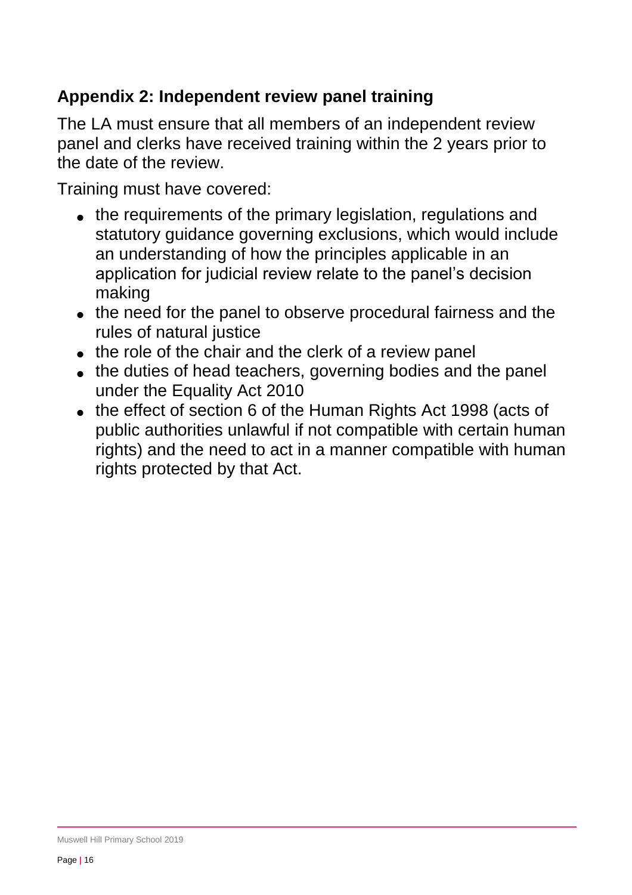## Appendix 2: Independent review panel training

The LA must ensure that all members of an independent review panel and clerks have received training within the 2 years prior to the date of the review.

Training must have covered:

- the requirements of the primary legislation, regulations and statutory guidance governing exclusions, which would include an understanding of how the principles applicable in an application for judicial review relate to the panel's decision making
- the need for the panel to observe procedural fairness and the rules of natural justice
- the role of the chair and the clerk of a review panel
- the duties of head teachers, governing bodies and the panel under the Equality Act 2010
- the effect of section 6 of the Human Rights Act 1998 (acts of public authorities unlawful if not compatible with certain human rights) and the need to act in a manner compatible with human rights protected by that Act.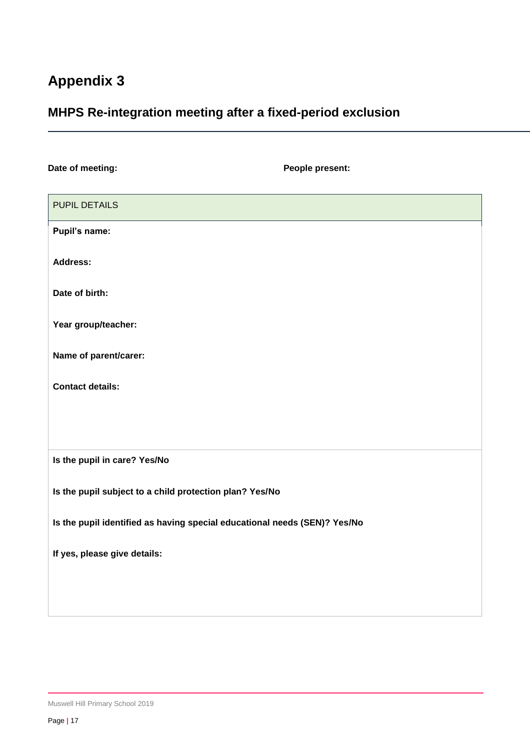# Appendix 3

## MHPS Re-integration meeting after a fixed-period exclusion

**Date of meeting:** 

**People present:**

| PUPIL DETAILS |
|---|
| **Pupil's name:**<br><br>**Address:**<br><br>**Date of birth:**<br><br>**Year group/teacher:**<br><br>**Name of parent/carer:**<br><br>**Contact details:** |
| **Is the pupil in care? Yes/No**<br><br>**Is the pupil subject to a child protection plan? Yes/No**<br><br>**Is the pupil identified as having special educational needs (SEN)? Yes/No**<br><br>**If yes, please give details:** |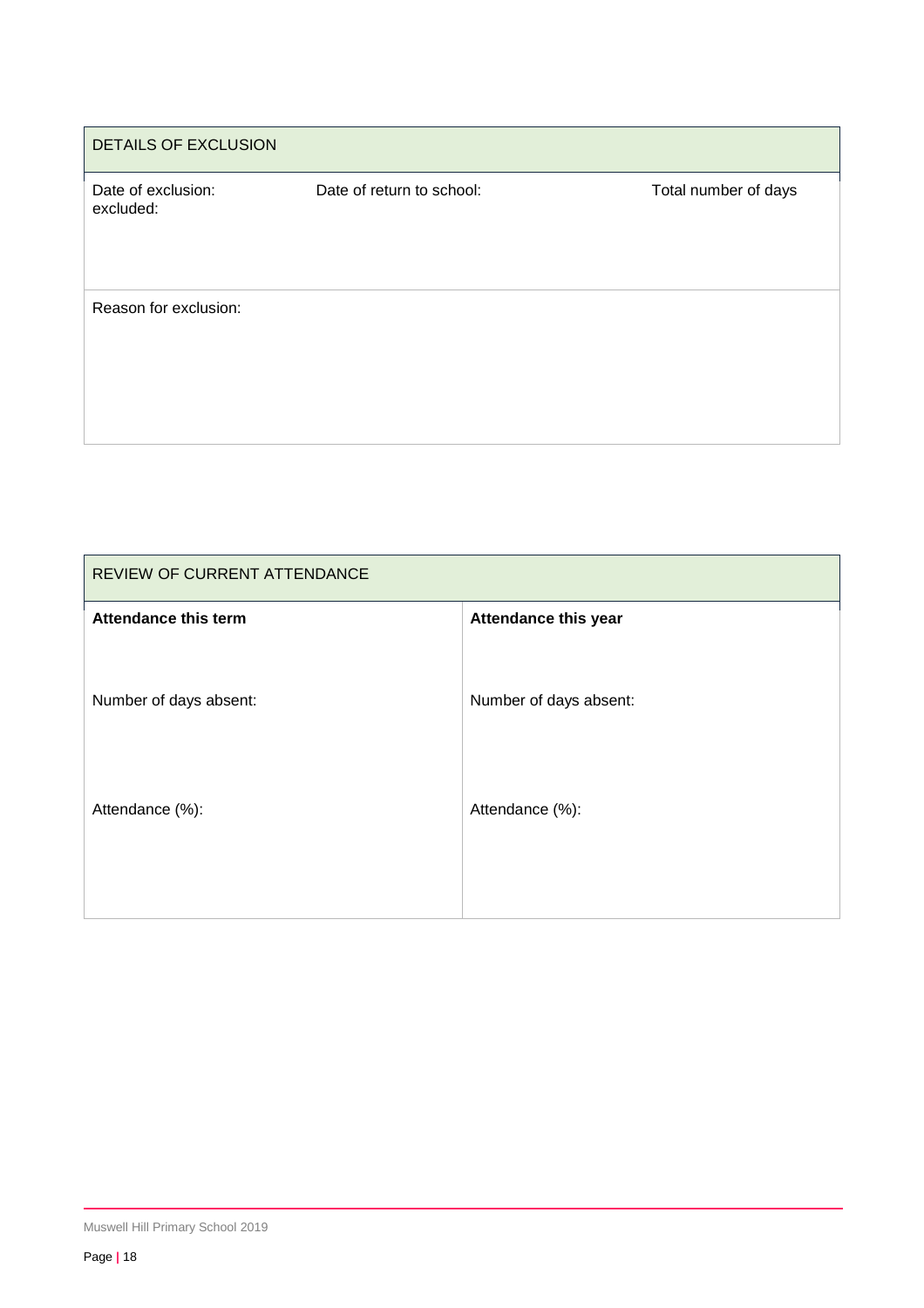| DETAILS OF EXCLUSION | | |
|---|---|---|
| Date of exclusion: | Date of return to school: | Total number of days excluded: |
| Reason for exclusion: | | |

| REVIEW OF CURRENT ATTENDANCE | |
|---|---|
| **Attendance this term** | **Attendance this year** |
| Number of days absent: | Number of days absent: |
| Attendance (%): | Attendance (%): |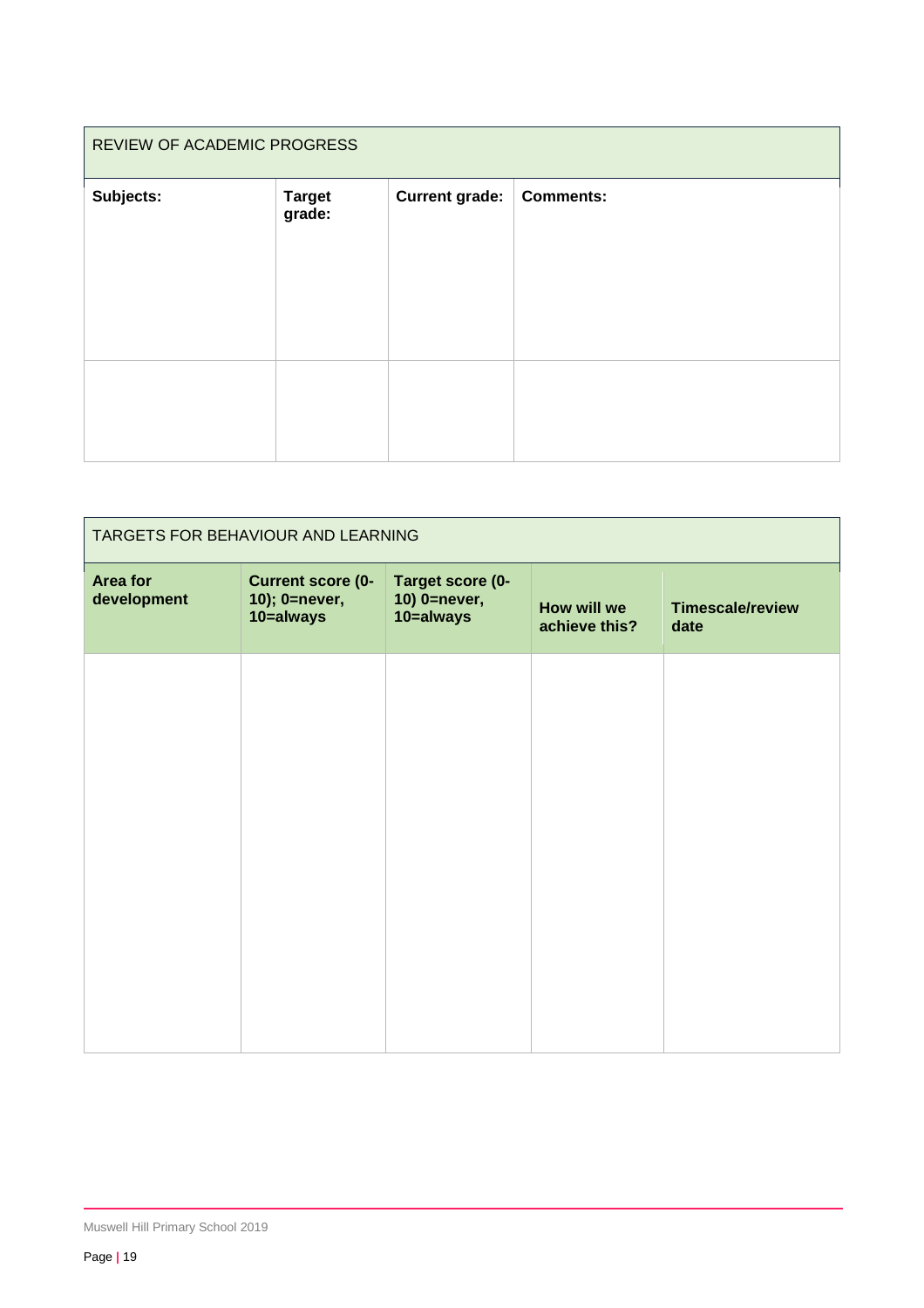| REVIEW OF ACADEMIC PROGRESS | | | |
|---|---|---|---|
| **Subjects:** | **Target grade:** | **Current grade:** | **Comments:** |
| | | | |

| TARGETS FOR BEHAVIOUR AND LEARNING | | | | |
|---|---|---|---|---|
| **Area for development** | **Current score (0-10); 0=never, 10=always** | **Target score (0-10) 0=never, 10=always** | **How will we achieve this?** | **Timescale/review date** |
| | | | | |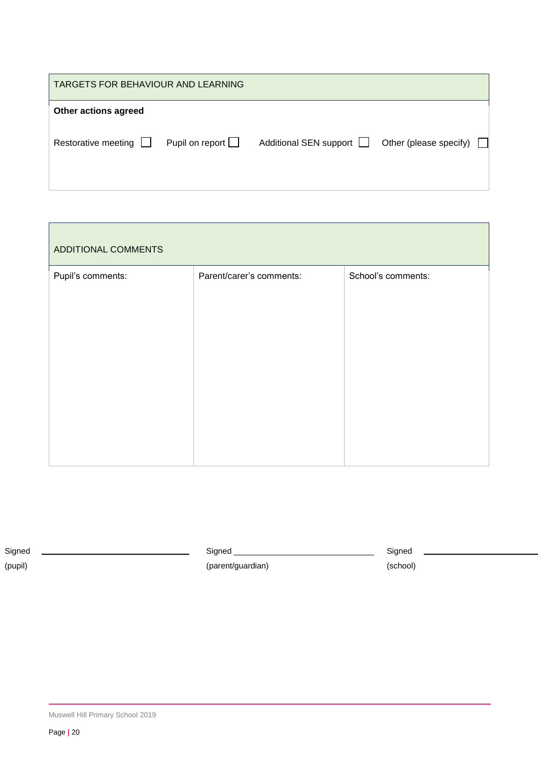| TARGETS FOR BEHAVIOUR AND LEARNING |
|---|
| **Other actions agreed**<br><br>Restorative meeting ☐ Pupil on report ☐ Additional SEN support ☐ Other (please specify) ☐ |

| ADDITIONAL COMMENTS | | |
|---|---|---|
| Pupil's comments: | Parent/carer's comments: | School's comments: |

Signed (pupil) ______________________________

Signed (parent/guardian) ______________________________

Signed (school) ______________________________

Muswell Hill Primary School 2019